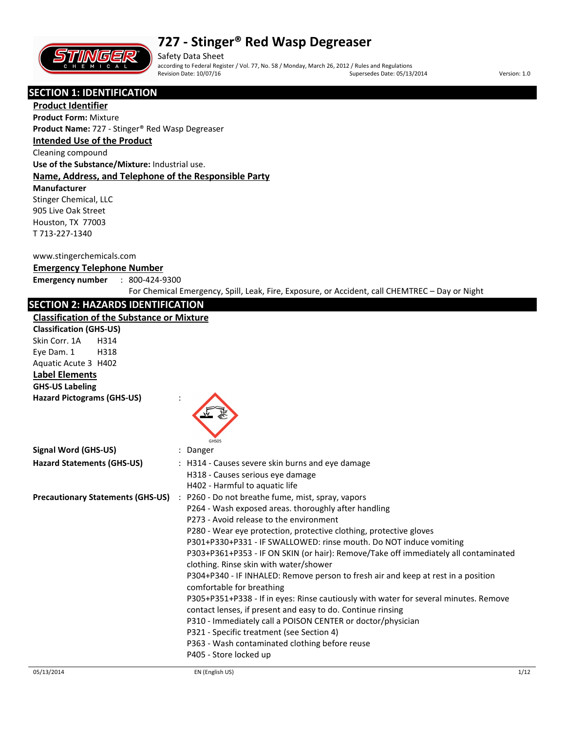# 727 - Stinger® Red Wasp Degreaser

Safety Data Sheet

according to Federal Register / Vol. 77, No. 58 / Monday, March 26, 2012 / Rules and Regulations

Revision Date: 10/07/16 Supersedes Date: 05/13/2014 Version: 1.0

## SECTION 1: IDENTIFICATION

### Product Identifier

**Product Form:** Mixture

**Product Name:** 727 - Stinger® Red Wasp Degreaser

### Intended Use of the Product

Cleaning compound

**Use of the Substance/Mixture:** Industrial use.

### Name, Address, and Telephone of the Responsible Party

**Manufacturer**

Stinger Chemical, LLC
905 Live Oak Street
Houston, TX 77003
T 713-227-1340

www.stingerchemicals.com

### Emergency Telephone Number

**Emergency number** : 800-424-9300
For Chemical Emergency, Spill, Leak, Fire, Exposure, or Accident, call CHEMTREC – Day or Night

## SECTION 2: HAZARDS IDENTIFICATION

### Classification of the Substance or Mixture

**Classification (GHS-US)**

Skin Corr. 1A H314
Eye Dam. 1 H318
Aquatic Acute 3 H402

### Label Elements

**GHS-US Labeling**

**Hazard Pictograms (GHS-US)** :

GHS05

**Signal Word (GHS-US)** : Danger

**Hazard Statements (GHS-US)** :
- H314 - Causes severe skin burns and eye damage
- H318 - Causes serious eye damage
- H402 - Harmful to aquatic life

**Precautionary Statements (GHS-US)** :
- P260 - Do not breathe fume, mist, spray, vapors
- P264 - Wash exposed areas. thoroughly after handling
- P273 - Avoid release to the environment
- P280 - Wear eye protection, protective clothing, protective gloves
- P301+P330+P331 - IF SWALLOWED: rinse mouth. Do NOT induce vomiting
- P303+P361+P353 - IF ON SKIN (or hair): Remove/Take off immediately all contaminated clothing. Rinse skin with water/shower
- P304+P340 - IF INHALED: Remove person to fresh air and keep at rest in a position comfortable for breathing
- P305+P351+P338 - If in eyes: Rinse cautiously with water for several minutes. Remove contact lenses, if present and easy to do. Continue rinsing
- P310 - Immediately call a POISON CENTER or doctor/physician
- P321 - Specific treatment (see Section 4)
- P363 - Wash contaminated clothing before reuse
- P405 - Store locked up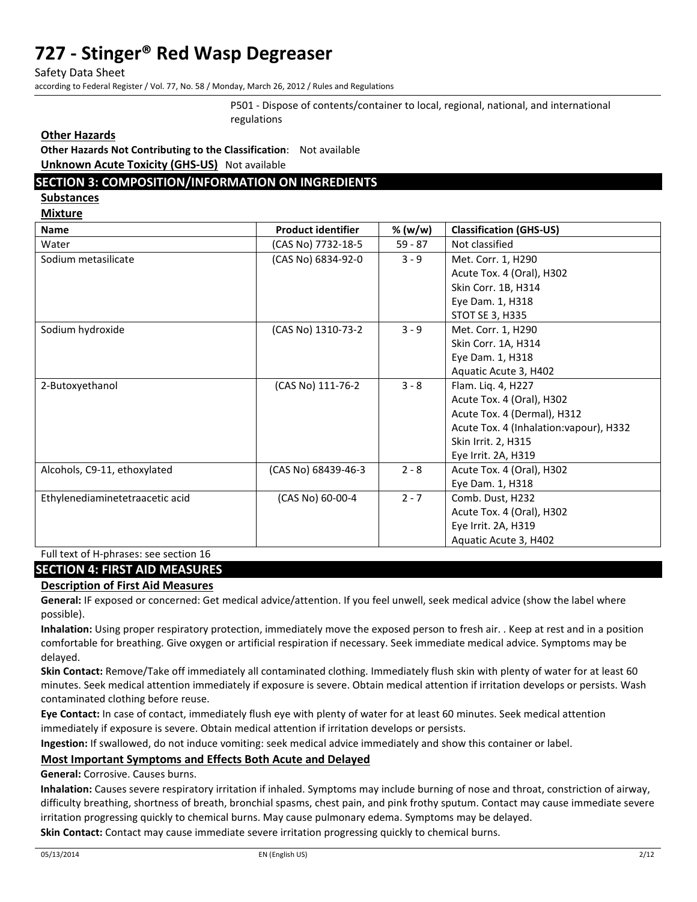P501 - Dispose of contents/container to local, regional, national, and international regulations

**Other Hazards**

**Other Hazards Not Contributing to the Classification**: Not available

**Unknown Acute Toxicity (GHS-US)** Not available

## SECTION 3: COMPOSITION/INFORMATION ON INGREDIENTS

**Substances**

**Mixture**

| Name | Product identifier | % (w/w) | Classification (GHS-US) |
|---|---|---|---|
| Water | (CAS No) 7732-18-5 | 59 - 87 | Not classified |
| Sodium metasilicate | (CAS No) 6834-92-0 | 3 - 9 | Met. Corr. 1, H290<br>Acute Tox. 4 (Oral), H302<br>Skin Corr. 1B, H314<br>Eye Dam. 1, H318<br>STOT SE 3, H335 |
| Sodium hydroxide | (CAS No) 1310-73-2 | 3 - 9 | Met. Corr. 1, H290<br>Skin Corr. 1A, H314<br>Eye Dam. 1, H318<br>Aquatic Acute 3, H402 |
| 2-Butoxyethanol | (CAS No) 111-76-2 | 3 - 8 | Flam. Liq. 4, H227<br>Acute Tox. 4 (Oral), H302<br>Acute Tox. 4 (Dermal), H312<br>Acute Tox. 4 (Inhalation:vapour), H332<br>Skin Irrit. 2, H315<br>Eye Irrit. 2A, H319 |
| Alcohols, C9-11, ethoxylated | (CAS No) 68439-46-3 | 2 - 8 | Acute Tox. 4 (Oral), H302<br>Eye Dam. 1, H318 |
| Ethylenediaminetetraacetic acid | (CAS No) 60-00-4 | 2 - 7 | Comb. Dust, H232<br>Acute Tox. 4 (Oral), H302<br>Eye Irrit. 2A, H319<br>Aquatic Acute 3, H402 |

Full text of H-phrases: see section 16

## SECTION 4: FIRST AID MEASURES

**Description of First Aid Measures**

**General:** IF exposed or concerned: Get medical advice/attention. If you feel unwell, seek medical advice (show the label where possible).

**Inhalation:** Using proper respiratory protection, immediately move the exposed person to fresh air. . Keep at rest and in a position comfortable for breathing. Give oxygen or artificial respiration if necessary. Seek immediate medical advice. Symptoms may be delayed.

**Skin Contact:** Remove/Take off immediately all contaminated clothing. Immediately flush skin with plenty of water for at least 60 minutes. Seek medical attention immediately if exposure is severe. Obtain medical attention if irritation develops or persists. Wash contaminated clothing before reuse.

**Eye Contact:** In case of contact, immediately flush eye with plenty of water for at least 60 minutes. Seek medical attention immediately if exposure is severe. Obtain medical attention if irritation develops or persists.

**Ingestion:** If swallowed, do not induce vomiting: seek medical advice immediately and show this container or label.

**Most Important Symptoms and Effects Both Acute and Delayed**

**General:** Corrosive. Causes burns.

**Inhalation:** Causes severe respiratory irritation if inhaled. Symptoms may include burning of nose and throat, constriction of airway, difficulty breathing, shortness of breath, bronchial spasms, chest pain, and pink frothy sputum. Contact may cause immediate severe irritation progressing quickly to chemical burns. May cause pulmonary edema. Symptoms may be delayed.

**Skin Contact:** Contact may cause immediate severe irritation progressing quickly to chemical burns.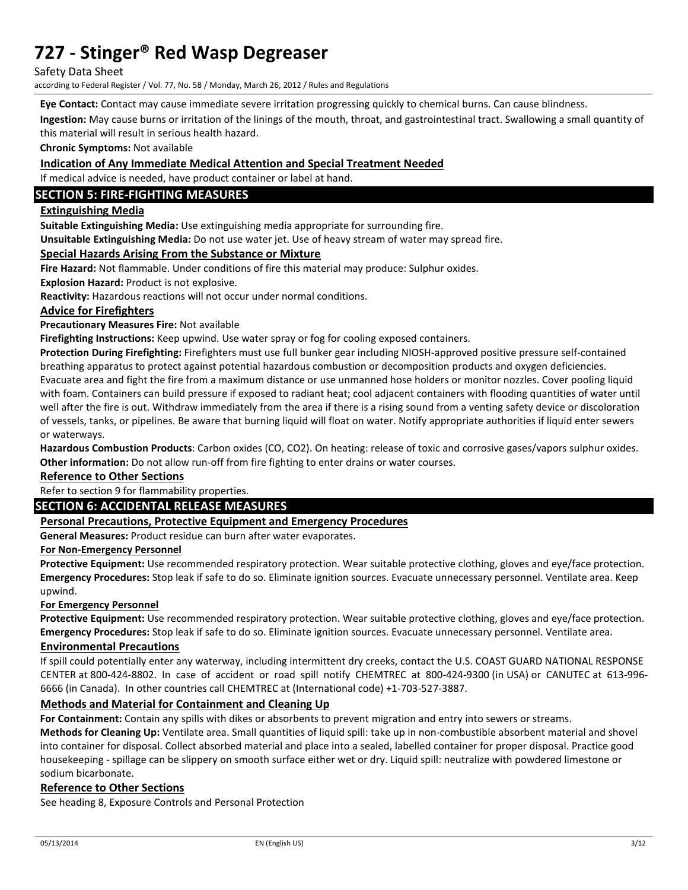**Eye Contact:** Contact may cause immediate severe irritation progressing quickly to chemical burns. Can cause blindness.

**Ingestion:** May cause burns or irritation of the linings of the mouth, throat, and gastrointestinal tract. Swallowing a small quantity of this material will result in serious health hazard.

**Chronic Symptoms:** Not available

### Indication of Any Immediate Medical Attention and Special Treatment Needed

If medical advice is needed, have product container or label at hand.

## SECTION 5: FIRE-FIGHTING MEASURES

### Extinguishing Media

**Suitable Extinguishing Media:** Use extinguishing media appropriate for surrounding fire.

**Unsuitable Extinguishing Media:** Do not use water jet. Use of heavy stream of water may spread fire.

### Special Hazards Arising From the Substance or Mixture

**Fire Hazard:** Not flammable. Under conditions of fire this material may produce: Sulphur oxides.

**Explosion Hazard:** Product is not explosive.

**Reactivity:** Hazardous reactions will not occur under normal conditions.

### Advice for Firefighters

**Precautionary Measures Fire:** Not available

**Firefighting Instructions:** Keep upwind. Use water spray or fog for cooling exposed containers.

**Protection During Firefighting:** Firefighters must use full bunker gear including NIOSH-approved positive pressure self-contained breathing apparatus to protect against potential hazardous combustion or decomposition products and oxygen deficiencies. Evacuate area and fight the fire from a maximum distance or use unmanned hose holders or monitor nozzles. Cover pooling liquid with foam. Containers can build pressure if exposed to radiant heat; cool adjacent containers with flooding quantities of water until well after the fire is out. Withdraw immediately from the area if there is a rising sound from a venting safety device or discoloration of vessels, tanks, or pipelines. Be aware that burning liquid will float on water. Notify appropriate authorities if liquid enter sewers or waterways.

**Hazardous Combustion Products**: Carbon oxides (CO, $CO_2$). On heating: release of toxic and corrosive gases/vapors sulphur oxides.

**Other information:** Do not allow run-off from fire fighting to enter drains or water courses.

### Reference to Other Sections

Refer to section 9 for flammability properties.

## SECTION 6: ACCIDENTAL RELEASE MEASURES

### Personal Precautions, Protective Equipment and Emergency Procedures

**General Measures:** Product residue can burn after water evaporates.

#### For Non-Emergency Personnel

**Protective Equipment:** Use recommended respiratory protection. Wear suitable protective clothing, gloves and eye/face protection.

**Emergency Procedures:** Stop leak if safe to do so. Eliminate ignition sources. Evacuate unnecessary personnel. Ventilate area. Keep upwind.

#### For Emergency Personnel

**Protective Equipment:** Use recommended respiratory protection. Wear suitable protective clothing, gloves and eye/face protection.

**Emergency Procedures:** Stop leak if safe to do so. Eliminate ignition sources. Evacuate unnecessary personnel. Ventilate area.

### Environmental Precautions

If spill could potentially enter any waterway, including intermittent dry creeks, contact the U.S. COAST GUARD NATIONAL RESPONSE CENTER at 800-424-8802. In case of accident or road spill notify CHEMTREC at 800-424-9300 (in USA) or CANUTEC at 613-996-6666 (in Canada). In other countries call CHEMTREC at (International code) +1-703-527-3887.

### Methods and Material for Containment and Cleaning Up

**For Containment:** Contain any spills with dikes or absorbents to prevent migration and entry into sewers or streams.

**Methods for Cleaning Up:** Ventilate area. Small quantities of liquid spill: take up in non-combustible absorbent material and shovel into container for disposal. Collect absorbed material and place into a sealed, labelled container for proper disposal. Practice good housekeeping - spillage can be slippery on smooth surface either wet or dry. Liquid spill: neutralize with powdered limestone or sodium bicarbonate.

### Reference to Other Sections

See heading 8, Exposure Controls and Personal Protection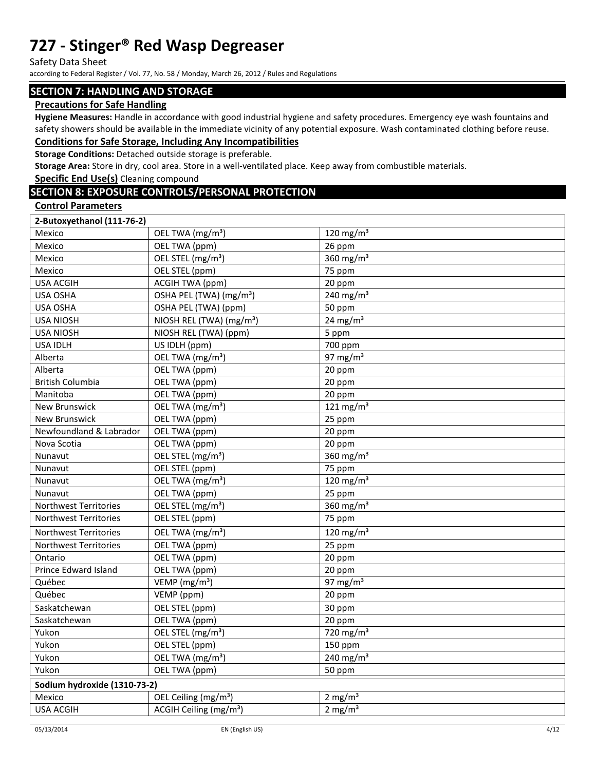## SECTION 7: HANDLING AND STORAGE

### Precautions for Safe Handling

**Hygiene Measures:** Handle in accordance with good industrial hygiene and safety procedures. Emergency eye wash fountains and safety showers should be available in the immediate vicinity of any potential exposure. Wash contaminated clothing before reuse.

### Conditions for Safe Storage, Including Any Incompatibilities

**Storage Conditions:** Detached outside storage is preferable.

**Storage Area:** Store in dry, cool area. Store in a well-ventilated place. Keep away from combustible materials.

**Specific End Use(s)** Cleaning compound

## SECTION 8: EXPOSURE CONTROLS/PERSONAL PROTECTION

### Control Parameters

| 2-Butoxyethanol (111-76-2) | | |
|---|---|---|
| Mexico | OEL TWA (mg/m³) | 120 mg/m³ |
| Mexico | OEL TWA (ppm) | 26 ppm |
| Mexico | OEL STEL (mg/m³) | 360 mg/m³ |
| Mexico | OEL STEL (ppm) | 75 ppm |
| USA ACGIH | ACGIH TWA (ppm) | 20 ppm |
| USA OSHA | OSHA PEL (TWA) (mg/m³) | 240 mg/m³ |
| USA OSHA | OSHA PEL (TWA) (ppm) | 50 ppm |
| USA NIOSH | NIOSH REL (TWA) (mg/m³) | 24 mg/m³ |
| USA NIOSH | NIOSH REL (TWA) (ppm) | 5 ppm |
| USA IDLH | US IDLH (ppm) | 700 ppm |
| Alberta | OEL TWA (mg/m³) | 97 mg/m³ |
| Alberta | OEL TWA (ppm) | 20 ppm |
| British Columbia | OEL TWA (ppm) | 20 ppm |
| Manitoba | OEL TWA (ppm) | 20 ppm |
| New Brunswick | OEL TWA (mg/m³) | 121 mg/m³ |
| New Brunswick | OEL TWA (ppm) | 25 ppm |
| Newfoundland & Labrador | OEL TWA (ppm) | 20 ppm |
| Nova Scotia | OEL TWA (ppm) | 20 ppm |
| Nunavut | OEL STEL (mg/m³) | 360 mg/m³ |
| Nunavut | OEL STEL (ppm) | 75 ppm |
| Nunavut | OEL TWA (mg/m³) | 120 mg/m³ |
| Nunavut | OEL TWA (ppm) | 25 ppm |
| Northwest Territories | OEL STEL (mg/m³) | 360 mg/m³ |
| Northwest Territories | OEL STEL (ppm) | 75 ppm |
| Northwest Territories | OEL TWA (mg/m³) | 120 mg/m³ |
| Northwest Territories | OEL TWA (ppm) | 25 ppm |
| Ontario | OEL TWA (ppm) | 20 ppm |
| Prince Edward Island | OEL TWA (ppm) | 20 ppm |
| Québec | VEMP (mg/m³) | 97 mg/m³ |
| Québec | VEMP (ppm) | 20 ppm |
| Saskatchewan | OEL STEL (ppm) | 30 ppm |
| Saskatchewan | OEL TWA (ppm) | 20 ppm |
| Yukon | OEL STEL (mg/m³) | 720 mg/m³ |
| Yukon | OEL STEL (ppm) | 150 ppm |
| Yukon | OEL TWA (mg/m³) | 240 mg/m³ |
| Yukon | OEL TWA (ppm) | 50 ppm |

| Sodium hydroxide (1310-73-2) | | |
|---|---|---|
| Mexico | OEL Ceiling (mg/m³) | 2 mg/m³ |
| USA ACGIH | ACGIH Ceiling (mg/m³) | 2 mg/m³ |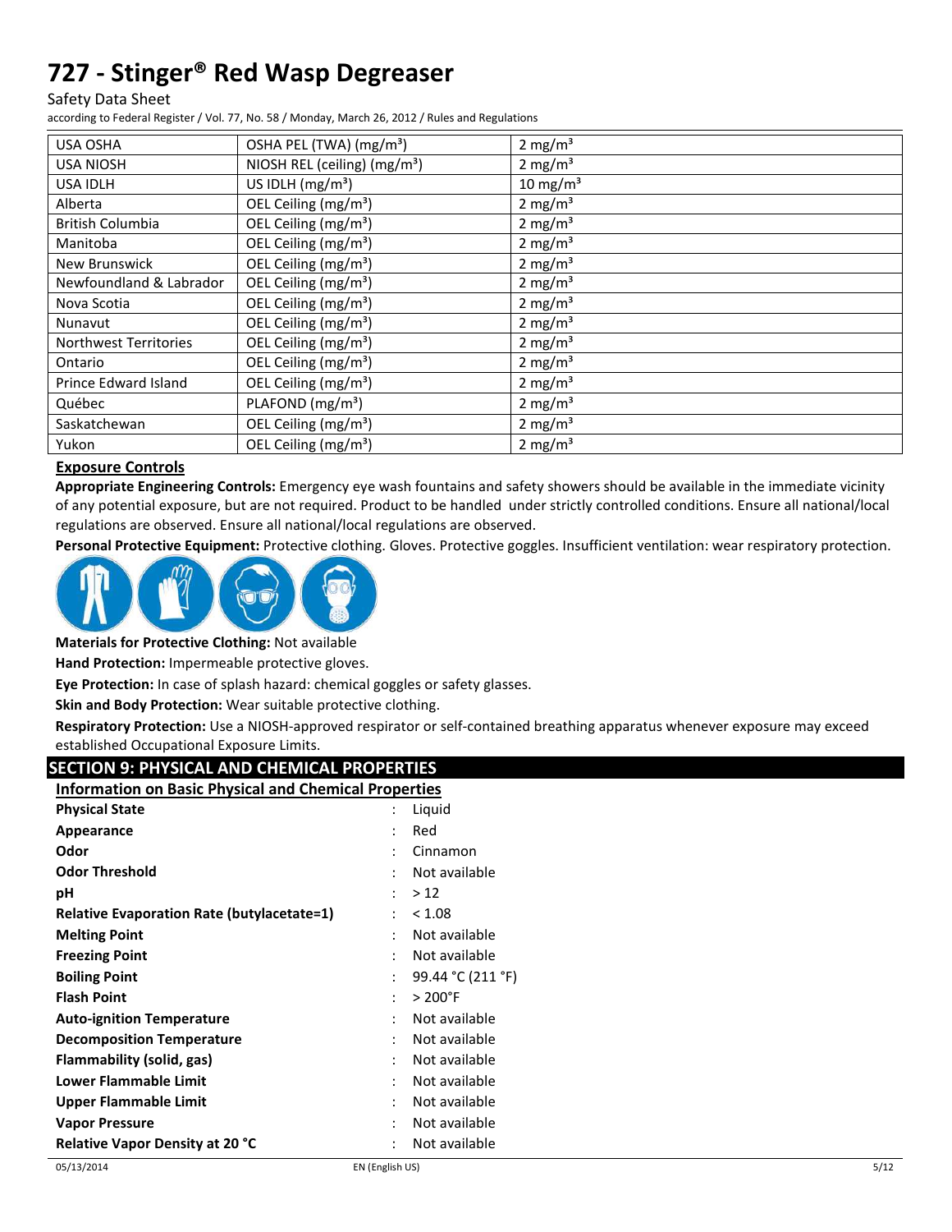| USA OSHA | OSHA PEL (TWA) (mg/m³) | 2 mg/m³ |
|---|---|---|
| USA NIOSH | NIOSH REL (ceiling) (mg/m³) | 2 mg/m³ |
| USA IDLH | US IDLH (mg/m³) | 10 mg/m³ |
| Alberta | OEL Ceiling (mg/m³) | 2 mg/m³ |
| British Columbia | OEL Ceiling (mg/m³) | 2 mg/m³ |
| Manitoba | OEL Ceiling (mg/m³) | 2 mg/m³ |
| New Brunswick | OEL Ceiling (mg/m³) | 2 mg/m³ |
| Newfoundland & Labrador | OEL Ceiling (mg/m³) | 2 mg/m³ |
| Nova Scotia | OEL Ceiling (mg/m³) | 2 mg/m³ |
| Nunavut | OEL Ceiling (mg/m³) | 2 mg/m³ |
| Northwest Territories | OEL Ceiling (mg/m³) | 2 mg/m³ |
| Ontario | OEL Ceiling (mg/m³) | 2 mg/m³ |
| Prince Edward Island | OEL Ceiling (mg/m³) | 2 mg/m³ |
| Québec | PLAFOND (mg/m³) | 2 mg/m³ |
| Saskatchewan | OEL Ceiling (mg/m³) | 2 mg/m³ |
| Yukon | OEL Ceiling (mg/m³) | 2 mg/m³ |

### Exposure Controls

**Appropriate Engineering Controls:** Emergency eye wash fountains and safety showers should be available in the immediate vicinity of any potential exposure, but are not required. Product to be handled under strictly controlled conditions. Ensure all national/local regulations are observed. Ensure all national/local regulations are observed.

**Personal Protective Equipment:** Protective clothing. Gloves. Protective goggles. Insufficient ventilation: wear respiratory protection.

**Materials for Protective Clothing:** Not available

**Hand Protection:** Impermeable protective gloves.

**Eye Protection:** In case of splash hazard: chemical goggles or safety glasses.

**Skin and Body Protection:** Wear suitable protective clothing.

**Respiratory Protection:** Use a NIOSH-approved respirator or self-contained breathing apparatus whenever exposure may exceed established Occupational Exposure Limits.

## SECTION 9: PHYSICAL AND CHEMICAL PROPERTIES

### Information on Basic Physical and Chemical Properties

| | | |
|---|---|---|
| **Physical State** | : | Liquid |
| **Appearance** | : | Red |
| **Odor** | : | Cinnamon |
| **Odor Threshold** | : | Not available |
| **pH** | : | > 12 |
| **Relative Evaporation Rate (butylacetate=1)** | : | < 1.08 |
| **Melting Point** | : | Not available |
| **Freezing Point** | : | Not available |
| **Boiling Point** | : | 99.44 °C (211 °F) |
| **Flash Point** | : | > 200°F |
| **Auto-ignition Temperature** | : | Not available |
| **Decomposition Temperature** | : | Not available |
| **Flammability (solid, gas)** | : | Not available |
| **Lower Flammable Limit** | : | Not available |
| **Upper Flammable Limit** | : | Not available |
| **Vapor Pressure** | : | Not available |
| **Relative Vapor Density at 20 °C** | : | Not available |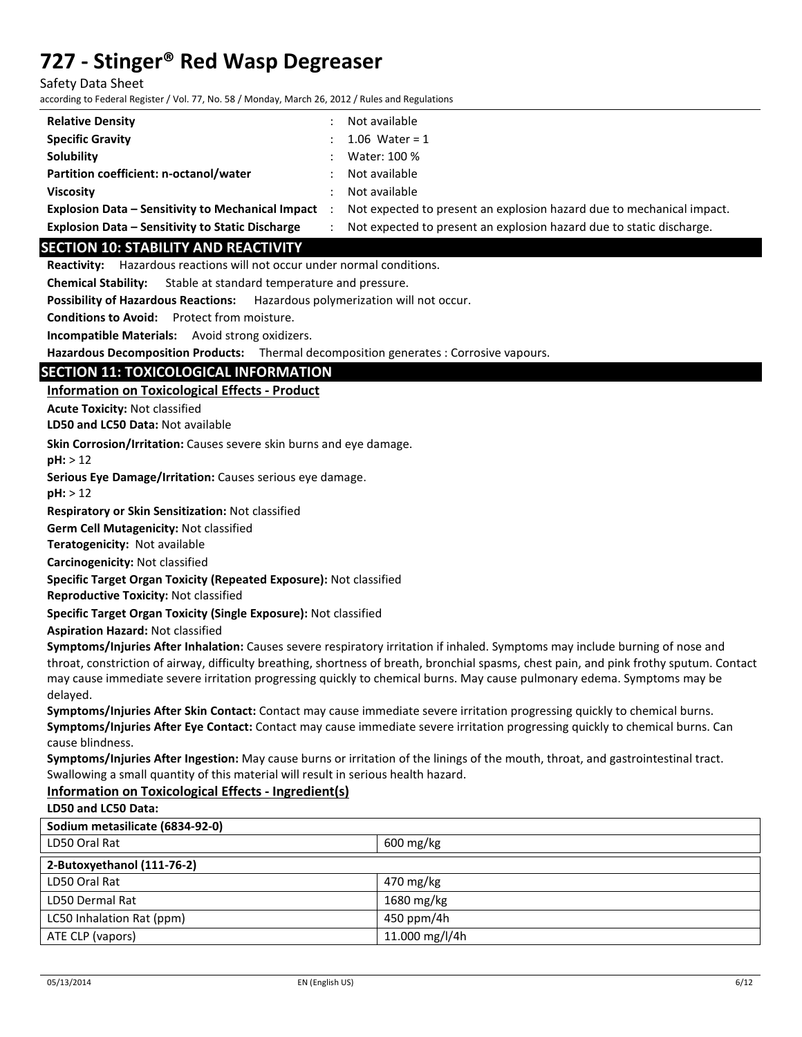| | | |
|---|---|---|
| **Relative Density** | : | Not available |
| **Specific Gravity** | : | 1.06 Water = 1 |
| **Solubility** | : | Water: 100 % |
| **Partition coefficient: n-octanol/water** | : | Not available |
| **Viscosity** | : | Not available |
| **Explosion Data – Sensitivity to Mechanical Impact** | : | Not expected to present an explosion hazard due to mechanical impact. |
| **Explosion Data – Sensitivity to Static Discharge** | : | Not expected to present an explosion hazard due to static discharge. |

## SECTION 10: STABILITY AND REACTIVITY

**Reactivity:** Hazardous reactions will not occur under normal conditions.

**Chemical Stability:** Stable at standard temperature and pressure.

**Possibility of Hazardous Reactions:** Hazardous polymerization will not occur.

**Conditions to Avoid:** Protect from moisture.

**Incompatible Materials:** Avoid strong oxidizers.

**Hazardous Decomposition Products:** Thermal decomposition generates : Corrosive vapours.

## SECTION 11: TOXICOLOGICAL INFORMATION

### Information on Toxicological Effects - Product

**Acute Toxicity:** Not classified

**LD50 and LC50 Data:** Not available

**Skin Corrosion/Irritation:** Causes severe skin burns and eye damage.

**pH:** > 12

**Serious Eye Damage/Irritation:** Causes serious eye damage.

**pH:** > 12

**Respiratory or Skin Sensitization:** Not classified

**Germ Cell Mutagenicity:** Not classified

**Teratogenicity:** Not available

**Carcinogenicity:** Not classified

**Specific Target Organ Toxicity (Repeated Exposure):** Not classified

**Reproductive Toxicity:** Not classified

**Specific Target Organ Toxicity (Single Exposure):** Not classified

**Aspiration Hazard:** Not classified

**Symptoms/Injuries After Inhalation:** Causes severe respiratory irritation if inhaled. Symptoms may include burning of nose and throat, constriction of airway, difficulty breathing, shortness of breath, bronchial spasms, chest pain, and pink frothy sputum. Contact may cause immediate severe irritation progressing quickly to chemical burns. May cause pulmonary edema. Symptoms may be delayed.

**Symptoms/Injuries After Skin Contact:** Contact may cause immediate severe irritation progressing quickly to chemical burns.

**Symptoms/Injuries After Eye Contact:** Contact may cause immediate severe irritation progressing quickly to chemical burns. Can cause blindness.

**Symptoms/Injuries After Ingestion:** May cause burns or irritation of the linings of the mouth, throat, and gastrointestinal tract. Swallowing a small quantity of this material will result in serious health hazard.

### Information on Toxicological Effects - Ingredient(s)

**LD50 and LC50 Data:**

| **Sodium metasilicate (6834-92-0)** | |
|---|---|
| LD50 Oral Rat | 600 mg/kg |

| **2-Butoxyethanol (111-76-2)** | |
|---|---|
| LD50 Oral Rat | 470 mg/kg |
| LD50 Dermal Rat | 1680 mg/kg |
| LC50 Inhalation Rat (ppm) | 450 ppm/4h |
| ATE CLP (vapors) | 11.000 mg/l/4h |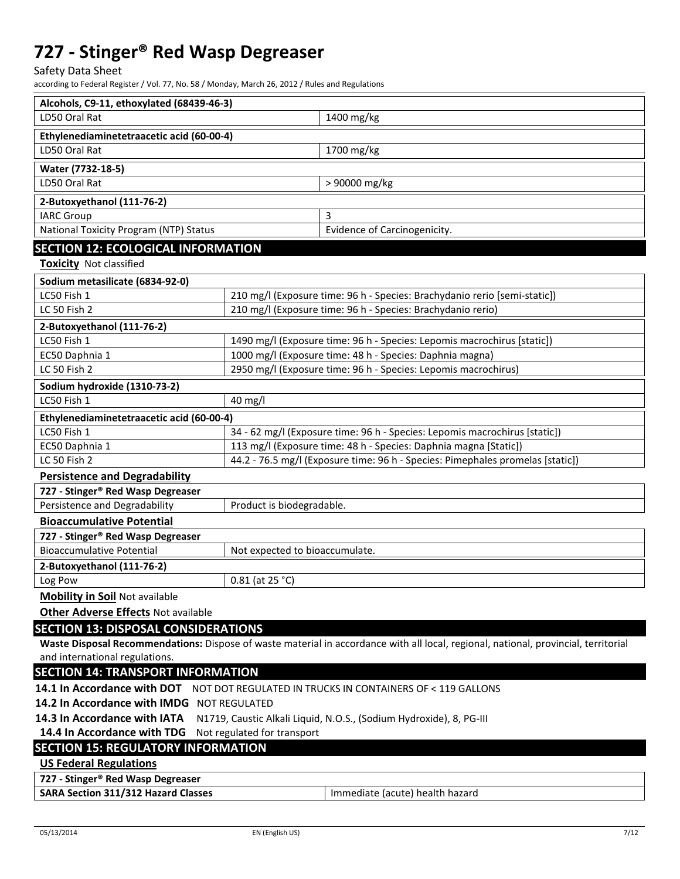| Alcohols, C9-11, ethoxylated (68439-46-3) | |
|---|---|
| LD50 Oral Rat | 1400 mg/kg |

| Ethylenediaminetetraacetic acid (60-00-4) | |
|---|---|
| LD50 Oral Rat | 1700 mg/kg |

| Water (7732-18-5) | |
|---|---|
| LD50 Oral Rat | > 90000 mg/kg |

| 2-Butoxyethanol (111-76-2) | |
|---|---|
| IARC Group | 3 |
| National Toxicity Program (NTP) Status | Evidence of Carcinogenicity. |

## SECTION 12: ECOLOGICAL INFORMATION

**Toxicity** Not classified

| Sodium metasilicate (6834-92-0) | |
|---|---|
| LC50 Fish 1 | 210 mg/l (Exposure time: 96 h - Species: Brachydanio rerio [semi-static]) |
| LC 50 Fish 2 | 210 mg/l (Exposure time: 96 h - Species: Brachydanio rerio) |

| 2-Butoxyethanol (111-76-2) | |
|---|---|
| LC50 Fish 1 | 1490 mg/l (Exposure time: 96 h - Species: Lepomis macrochirus [static]) |
| EC50 Daphnia 1 | 1000 mg/l (Exposure time: 48 h - Species: Daphnia magna) |
| LC 50 Fish 2 | 2950 mg/l (Exposure time: 96 h - Species: Lepomis macrochirus) |

| Sodium hydroxide (1310-73-2) | |
|---|---|
| LC50 Fish 1 | 40 mg/l |

| Ethylenediaminetetraacetic acid (60-00-4) | |
|---|---|
| LC50 Fish 1 | 34 - 62 mg/l (Exposure time: 96 h - Species: Lepomis macrochirus [static]) |
| EC50 Daphnia 1 | 113 mg/l (Exposure time: 48 h - Species: Daphnia magna [Static]) |
| LC 50 Fish 2 | 44.2 - 76.5 mg/l (Exposure time: 96 h - Species: Pimephales promelas [static]) |

**Persistence and Degradability**

| 727 - Stinger® Red Wasp Degreaser | |
|---|---|
| Persistence and Degradability | Product is biodegradable. |

**Bioaccumulative Potential**

| 727 - Stinger® Red Wasp Degreaser | |
|---|---|
| Bioaccumulative Potential | Not expected to bioaccumulate. |

| 2-Butoxyethanol (111-76-2) | |
|---|---|
| Log Pow | 0.81 (at 25 °C) |

**Mobility in Soil** Not available

**Other Adverse Effects** Not available

## SECTION 13: DISPOSAL CONSIDERATIONS

**Waste Disposal Recommendations:** Dispose of waste material in accordance with all local, regional, national, provincial, territorial and international regulations.

## SECTION 14: TRANSPORT INFORMATION

**14.1 In Accordance with DOT** NOT DOT REGULATED IN TRUCKS IN CONTAINERS OF < 119 GALLONS

**14.2 In Accordance with IMDG** NOT REGULATED

**14.3 In Accordance with IATA** N1719, Caustic Alkali Liquid, N.O.S., (Sodium Hydroxide), 8, PG-III

**14.4 In Accordance with TDG** Not regulated for transport

## SECTION 15: REGULATORY INFORMATION

**US Federal Regulations**

| 727 - Stinger® Red Wasp Degreaser | |
|---|---|
| **SARA Section 311/312 Hazard Classes** | Immediate (acute) health hazard |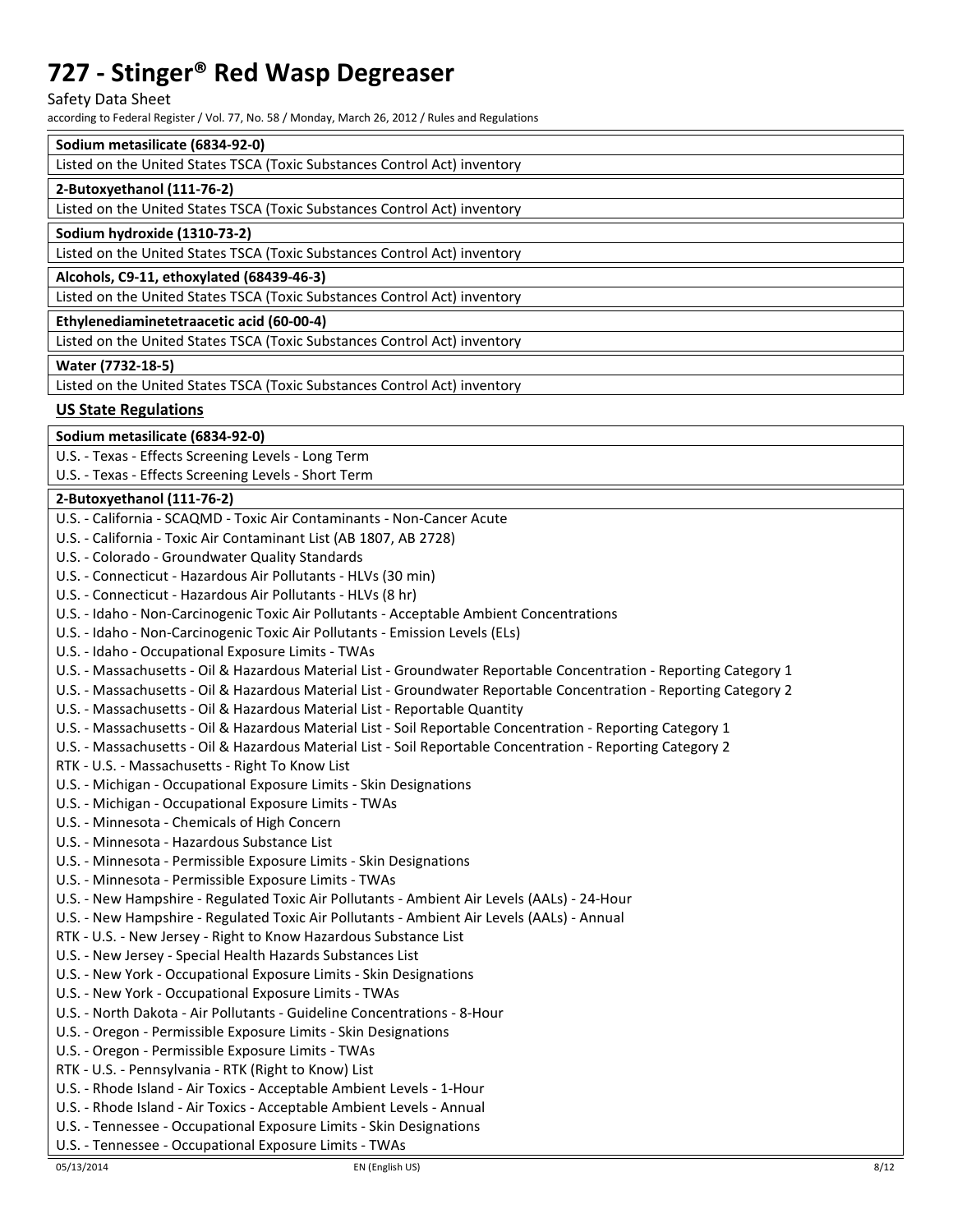| Sodium metasilicate (6834-92-0) |
| --- |
| Listed on the United States TSCA (Toxic Substances Control Act) inventory |

| 2-Butoxyethanol (111-76-2) |
| --- |
| Listed on the United States TSCA (Toxic Substances Control Act) inventory |

| Sodium hydroxide (1310-73-2) |
| --- |
| Listed on the United States TSCA (Toxic Substances Control Act) inventory |

| Alcohols, C9-11, ethoxylated (68439-46-3) |
| --- |
| Listed on the United States TSCA (Toxic Substances Control Act) inventory |

| Ethylenediaminetetraacetic acid (60-00-4) |
| --- |
| Listed on the United States TSCA (Toxic Substances Control Act) inventory |

| Water (7732-18-5) |
| --- |
| Listed on the United States TSCA (Toxic Substances Control Act) inventory |

## US State Regulations

| Sodium metasilicate (6834-92-0) |
| --- |
| U.S. - Texas - Effects Screening Levels - Long Term<br>U.S. - Texas - Effects Screening Levels - Short Term |

| 2-Butoxyethanol (111-76-2) |
| --- |
| U.S. - California - SCAQMD - Toxic Air Contaminants - Non-Cancer Acute<br>U.S. - California - Toxic Air Contaminant List (AB 1807, AB 2728)<br>U.S. - Colorado - Groundwater Quality Standards<br>U.S. - Connecticut - Hazardous Air Pollutants - HLVs (30 min)<br>U.S. - Connecticut - Hazardous Air Pollutants - HLVs (8 hr)<br>U.S. - Idaho - Non-Carcinogenic Toxic Air Pollutants - Acceptable Ambient Concentrations<br>U.S. - Idaho - Non-Carcinogenic Toxic Air Pollutants - Emission Levels (ELs)<br>U.S. - Idaho - Occupational Exposure Limits - TWAs<br>U.S. - Massachusetts - Oil & Hazardous Material List - Groundwater Reportable Concentration - Reporting Category 1<br>U.S. - Massachusetts - Oil & Hazardous Material List - Groundwater Reportable Concentration - Reporting Category 2<br>U.S. - Massachusetts - Oil & Hazardous Material List - Reportable Quantity<br>U.S. - Massachusetts - Oil & Hazardous Material List - Soil Reportable Concentration - Reporting Category 1<br>U.S. - Massachusetts - Oil & Hazardous Material List - Soil Reportable Concentration - Reporting Category 2<br>RTK - U.S. - Massachusetts - Right To Know List<br>U.S. - Michigan - Occupational Exposure Limits - Skin Designations<br>U.S. - Michigan - Occupational Exposure Limits - TWAs<br>U.S. - Minnesota - Chemicals of High Concern<br>U.S. - Minnesota - Hazardous Substance List<br>U.S. - Minnesota - Permissible Exposure Limits - Skin Designations<br>U.S. - Minnesota - Permissible Exposure Limits - TWAs<br>U.S. - New Hampshire - Regulated Toxic Air Pollutants - Ambient Air Levels (AALs) - 24-Hour<br>U.S. - New Hampshire - Regulated Toxic Air Pollutants - Ambient Air Levels (AALs) - Annual<br>RTK - U.S. - New Jersey - Right to Know Hazardous Substance List<br>U.S. - New Jersey - Special Health Hazards Substances List<br>U.S. - New York - Occupational Exposure Limits - Skin Designations<br>U.S. - New York - Occupational Exposure Limits - TWAs<br>U.S. - North Dakota - Air Pollutants - Guideline Concentrations - 8-Hour<br>U.S. - Oregon - Permissible Exposure Limits - Skin Designations<br>U.S. - Oregon - Permissible Exposure Limits - TWAs<br>RTK - U.S. - Pennsylvania - RTK (Right to Know) List<br>U.S. - Rhode Island - Air Toxics - Acceptable Ambient Levels - 1-Hour<br>U.S. - Rhode Island - Air Toxics - Acceptable Ambient Levels - Annual<br>U.S. - Tennessee - Occupational Exposure Limits - Skin Designations<br>U.S. - Tennessee - Occupational Exposure Limits - TWAs |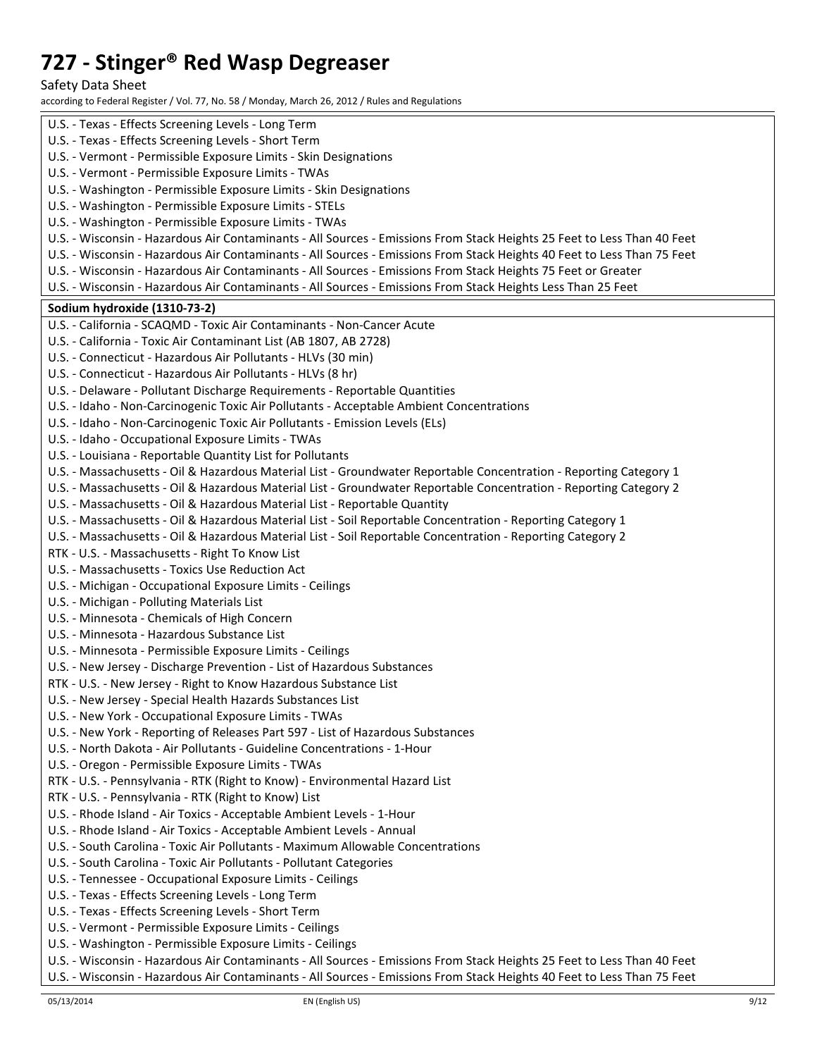U.S. - Texas - Effects Screening Levels - Long Term
U.S. - Texas - Effects Screening Levels - Short Term
U.S. - Vermont - Permissible Exposure Limits - Skin Designations
U.S. - Vermont - Permissible Exposure Limits - TWAs
U.S. - Washington - Permissible Exposure Limits - Skin Designations
U.S. - Washington - Permissible Exposure Limits - STELs
U.S. - Washington - Permissible Exposure Limits - TWAs
U.S. - Wisconsin - Hazardous Air Contaminants - All Sources - Emissions From Stack Heights 25 Feet to Less Than 40 Feet
U.S. - Wisconsin - Hazardous Air Contaminants - All Sources - Emissions From Stack Heights 40 Feet to Less Than 75 Feet
U.S. - Wisconsin - Hazardous Air Contaminants - All Sources - Emissions From Stack Heights 75 Feet or Greater
U.S. - Wisconsin - Hazardous Air Contaminants - All Sources - Emissions From Stack Heights Less Than 25 Feet

**Sodium hydroxide (1310-73-2)**

U.S. - California - SCAQMD - Toxic Air Contaminants - Non-Cancer Acute
U.S. - California - Toxic Air Contaminant List (AB 1807, AB 2728)
U.S. - Connecticut - Hazardous Air Pollutants - HLVs (30 min)
U.S. - Connecticut - Hazardous Air Pollutants - HLVs (8 hr)
U.S. - Delaware - Pollutant Discharge Requirements - Reportable Quantities
U.S. - Idaho - Non-Carcinogenic Toxic Air Pollutants - Acceptable Ambient Concentrations
U.S. - Idaho - Non-Carcinogenic Toxic Air Pollutants - Emission Levels (ELs)
U.S. - Idaho - Occupational Exposure Limits - TWAs
U.S. - Louisiana - Reportable Quantity List for Pollutants
U.S. - Massachusetts - Oil & Hazardous Material List - Groundwater Reportable Concentration - Reporting Category 1
U.S. - Massachusetts - Oil & Hazardous Material List - Groundwater Reportable Concentration - Reporting Category 2
U.S. - Massachusetts - Oil & Hazardous Material List - Reportable Quantity
U.S. - Massachusetts - Oil & Hazardous Material List - Soil Reportable Concentration - Reporting Category 1
U.S. - Massachusetts - Oil & Hazardous Material List - Soil Reportable Concentration - Reporting Category 2
RTK - U.S. - Massachusetts - Right To Know List
U.S. - Massachusetts - Toxics Use Reduction Act
U.S. - Michigan - Occupational Exposure Limits - Ceilings
U.S. - Michigan - Polluting Materials List
U.S. - Minnesota - Chemicals of High Concern
U.S. - Minnesota - Hazardous Substance List
U.S. - Minnesota - Permissible Exposure Limits - Ceilings
U.S. - New Jersey - Discharge Prevention - List of Hazardous Substances
RTK - U.S. - New Jersey - Right to Know Hazardous Substance List
U.S. - New Jersey - Special Health Hazards Substances List
U.S. - New York - Occupational Exposure Limits - TWAs
U.S. - New York - Reporting of Releases Part 597 - List of Hazardous Substances
U.S. - North Dakota - Air Pollutants - Guideline Concentrations - 1-Hour
U.S. - Oregon - Permissible Exposure Limits - TWAs
RTK - U.S. - Pennsylvania - RTK (Right to Know) - Environmental Hazard List
RTK - U.S. - Pennsylvania - RTK (Right to Know) List
U.S. - Rhode Island - Air Toxics - Acceptable Ambient Levels - 1-Hour
U.S. - Rhode Island - Air Toxics - Acceptable Ambient Levels - Annual
U.S. - South Carolina - Toxic Air Pollutants - Maximum Allowable Concentrations
U.S. - South Carolina - Toxic Air Pollutants - Pollutant Categories
U.S. - Tennessee - Occupational Exposure Limits - Ceilings
U.S. - Texas - Effects Screening Levels - Long Term
U.S. - Texas - Effects Screening Levels - Short Term
U.S. - Vermont - Permissible Exposure Limits - Ceilings
U.S. - Washington - Permissible Exposure Limits - Ceilings
U.S. - Wisconsin - Hazardous Air Contaminants - All Sources - Emissions From Stack Heights 25 Feet to Less Than 40 Feet
U.S. - Wisconsin - Hazardous Air Contaminants - All Sources - Emissions From Stack Heights 40 Feet to Less Than 75 Feet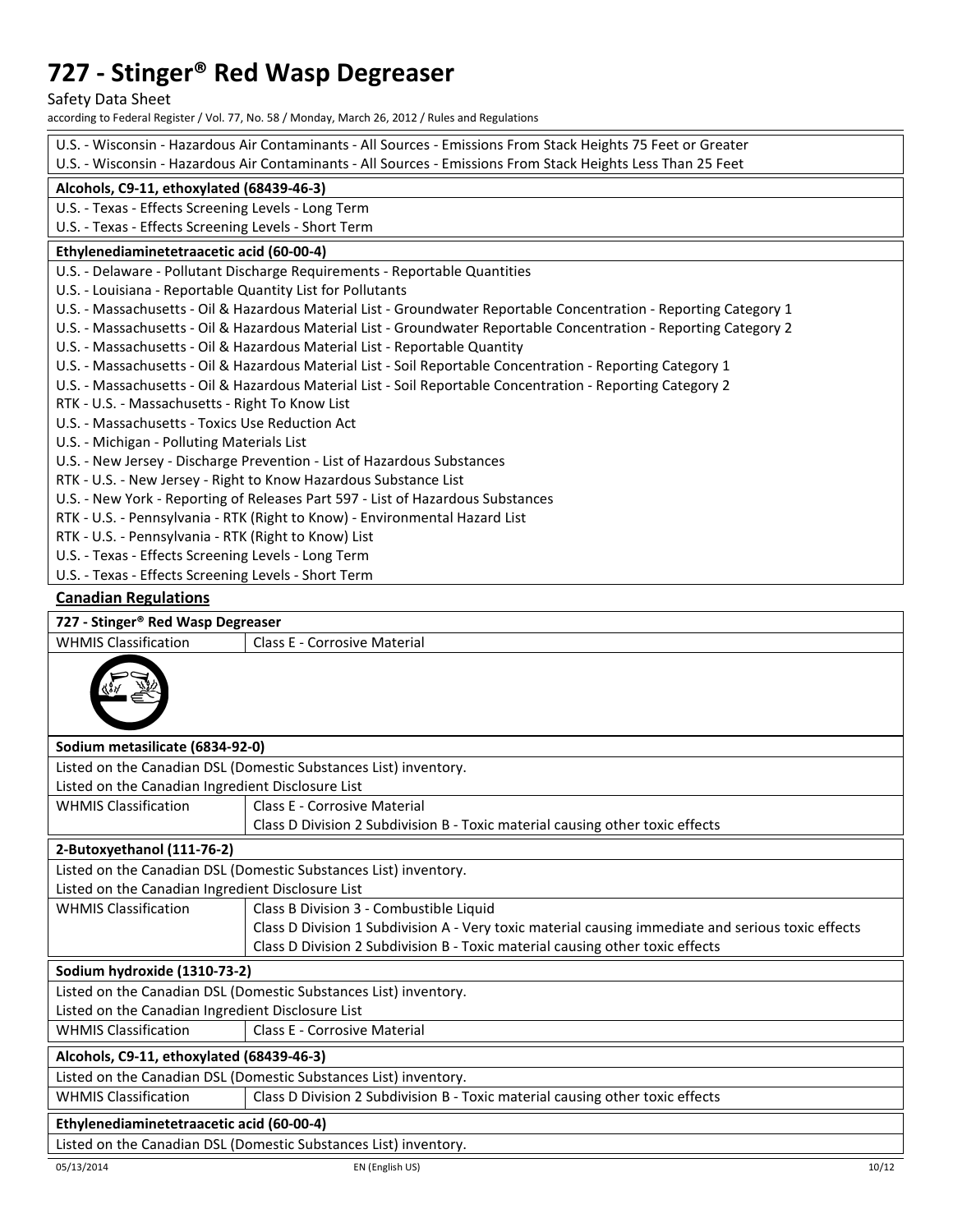U.S. - Wisconsin - Hazardous Air Contaminants - All Sources - Emissions From Stack Heights 75 Feet or Greater
U.S. - Wisconsin - Hazardous Air Contaminants - All Sources - Emissions From Stack Heights Less Than 25 Feet

**Alcohols, C9-11, ethoxylated (68439-46-3)**

U.S. - Texas - Effects Screening Levels - Long Term
U.S. - Texas - Effects Screening Levels - Short Term

**Ethylenediaminetetraacetic acid (60-00-4)**

U.S. - Delaware - Pollutant Discharge Requirements - Reportable Quantities
U.S. - Louisiana - Reportable Quantity List for Pollutants
U.S. - Massachusetts - Oil & Hazardous Material List - Groundwater Reportable Concentration - Reporting Category 1
U.S. - Massachusetts - Oil & Hazardous Material List - Groundwater Reportable Concentration - Reporting Category 2
U.S. - Massachusetts - Oil & Hazardous Material List - Reportable Quantity
U.S. - Massachusetts - Oil & Hazardous Material List - Soil Reportable Concentration - Reporting Category 1
U.S. - Massachusetts - Oil & Hazardous Material List - Soil Reportable Concentration - Reporting Category 2
RTK - U.S. - Massachusetts - Right To Know List
U.S. - Massachusetts - Toxics Use Reduction Act
U.S. - Michigan - Polluting Materials List
U.S. - New Jersey - Discharge Prevention - List of Hazardous Substances
RTK - U.S. - New Jersey - Right to Know Hazardous Substance List
U.S. - New York - Reporting of Releases Part 597 - List of Hazardous Substances
RTK - U.S. - Pennsylvania - RTK (Right to Know) - Environmental Hazard List
RTK - U.S. - Pennsylvania - RTK (Right to Know) List
U.S. - Texas - Effects Screening Levels - Long Term
U.S. - Texas - Effects Screening Levels - Short Term

## Canadian Regulations

**727 - Stinger® Red Wasp Degreaser**

| WHMIS Classification | Class E - Corrosive Material |
|---|---|

**Sodium metasilicate (6834-92-0)**

Listed on the Canadian DSL (Domestic Substances List) inventory.
Listed on the Canadian Ingredient Disclosure List

| WHMIS Classification | Class E - Corrosive Material<br>Class D Division 2 Subdivision B - Toxic material causing other toxic effects |
|---|---|

**2-Butoxyethanol (111-76-2)**

Listed on the Canadian DSL (Domestic Substances List) inventory.
Listed on the Canadian Ingredient Disclosure List

| WHMIS Classification | Class B Division 3 - Combustible Liquid<br>Class D Division 1 Subdivision A - Very toxic material causing immediate and serious toxic effects<br>Class D Division 2 Subdivision B - Toxic material causing other toxic effects |
|---|---|

**Sodium hydroxide (1310-73-2)**

Listed on the Canadian DSL (Domestic Substances List) inventory.
Listed on the Canadian Ingredient Disclosure List

| WHMIS Classification | Class E - Corrosive Material |
|---|---|

**Alcohols, C9-11, ethoxylated (68439-46-3)**

Listed on the Canadian DSL (Domestic Substances List) inventory.

| WHMIS Classification | Class D Division 2 Subdivision B - Toxic material causing other toxic effects |
|---|---|

**Ethylenediaminetetraacetic acid (60-00-4)**

Listed on the Canadian DSL (Domestic Substances List) inventory.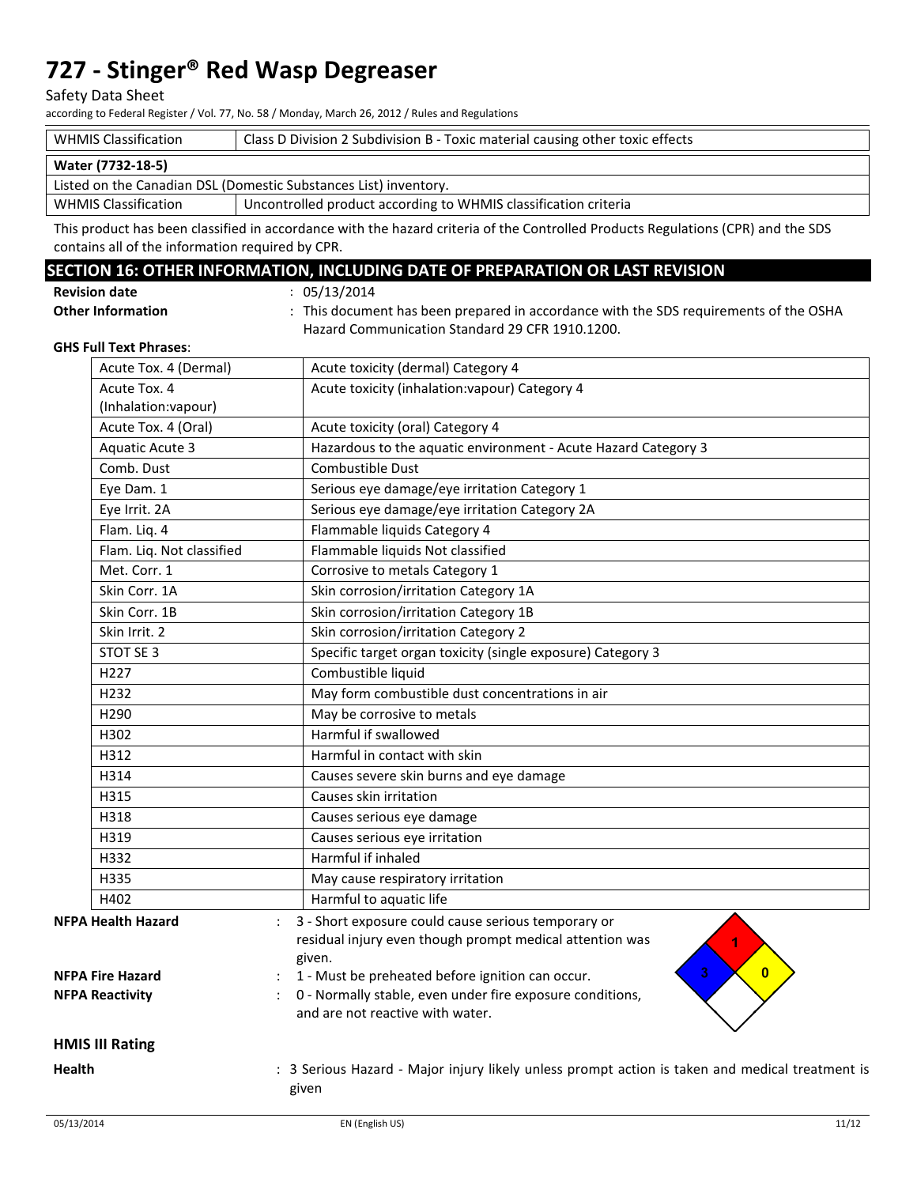| WHMIS Classification | Class D Division 2 Subdivision B - Toxic material causing other toxic effects |
|---|---|

| Water (7732-18-5) | |
|---|---|
| Listed on the Canadian DSL (Domestic Substances List) inventory. | |
| WHMIS Classification | Uncontrolled product according to WHMIS classification criteria |

This product has been classified in accordance with the hazard criteria of the Controlled Products Regulations (CPR) and the SDS contains all of the information required by CPR.

## SECTION 16: OTHER INFORMATION, INCLUDING DATE OF PREPARATION OR LAST REVISION

**Revision date** : 05/13/2014

**Other Information** : This document has been prepared in accordance with the SDS requirements of the OSHA Hazard Communication Standard 29 CFR 1910.1200.

**GHS Full Text Phrases**:

| | |
|---|---|
| Acute Tox. 4 (Dermal) | Acute toxicity (dermal) Category 4 |
| Acute Tox. 4 (Inhalation:vapour) | Acute toxicity (inhalation:vapour) Category 4 |
| Acute Tox. 4 (Oral) | Acute toxicity (oral) Category 4 |
| Aquatic Acute 3 | Hazardous to the aquatic environment - Acute Hazard Category 3 |
| Comb. Dust | Combustible Dust |
| Eye Dam. 1 | Serious eye damage/eye irritation Category 1 |
| Eye Irrit. 2A | Serious eye damage/eye irritation Category 2A |
| Flam. Liq. 4 | Flammable liquids Category 4 |
| Flam. Liq. Not classified | Flammable liquids Not classified |
| Met. Corr. 1 | Corrosive to metals Category 1 |
| Skin Corr. 1A | Skin corrosion/irritation Category 1A |
| Skin Corr. 1B | Skin corrosion/irritation Category 1B |
| Skin Irrit. 2 | Skin corrosion/irritation Category 2 |
| STOT SE 3 | Specific target organ toxicity (single exposure) Category 3 |
| H227 | Combustible liquid |
| H232 | May form combustible dust concentrations in air |
| H290 | May be corrosive to metals |
| H302 | Harmful if swallowed |
| H312 | Harmful in contact with skin |
| H314 | Causes severe skin burns and eye damage |
| H315 | Causes skin irritation |
| H318 | Causes serious eye damage |
| H319 | Causes serious eye irritation |
| H332 | Harmful if inhaled |
| H335 | May cause respiratory irritation |
| H402 | Harmful to aquatic life |

**NFPA Health Hazard** : 3 - Short exposure could cause serious temporary or residual injury even though prompt medical attention was given.

**NFPA Fire Hazard** : 1 - Must be preheated before ignition can occur.

**NFPA Reactivity** : 0 - Normally stable, even under fire exposure conditions, and are not reactive with water.

### HMIS III Rating

**Health** : 3 Serious Hazard - Major injury likely unless prompt action is taken and medical treatment is given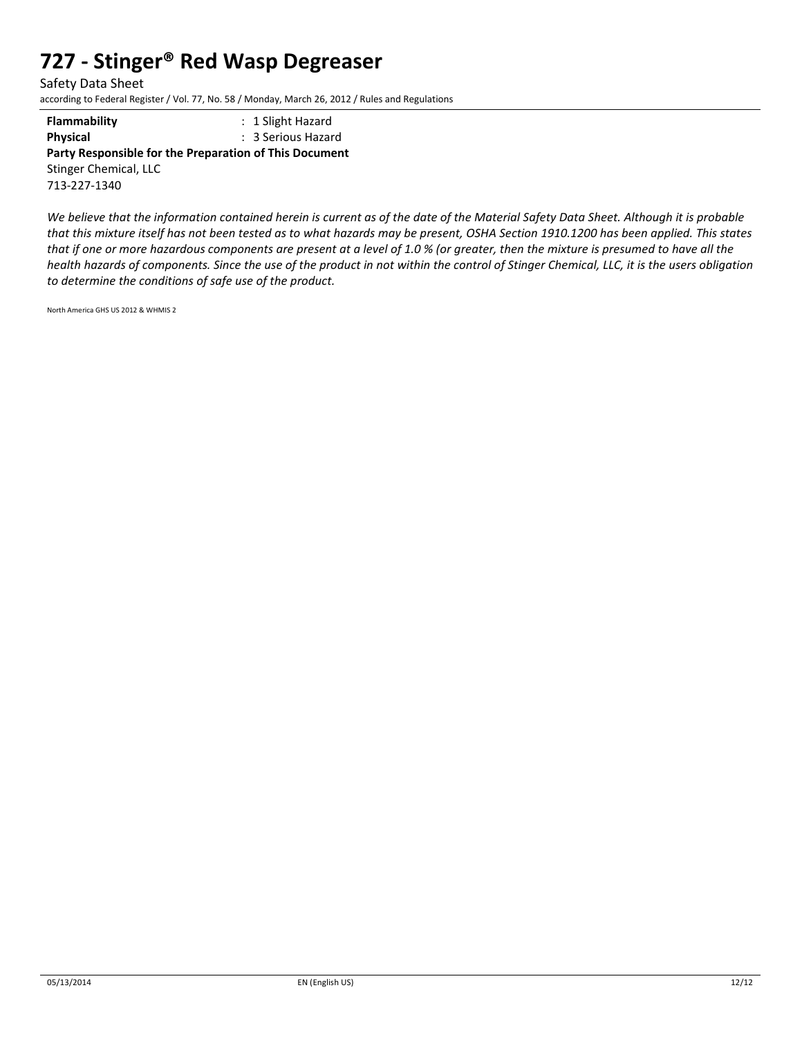| | |
|---|---|
| **Flammability** | : 1 Slight Hazard |
| **Physical** | : 3 Serious Hazard |

**Party Responsible for the Preparation of This Document**

Stinger Chemical, LLC
713-227-1340

*We believe that the information contained herein is current as of the date of the Material Safety Data Sheet. Although it is probable that this mixture itself has not been tested as to what hazards may be present, OSHA Section 1910.1200 has been applied. This states that if one or more hazardous components are present at a level of 1.0 % (or greater, then the mixture is presumed to have all the health hazards of components. Since the use of the product in not within the control of Stinger Chemical, LLC, it is the users obligation to determine the conditions of safe use of the product.*

North America GHS US 2012 & WHMIS 2